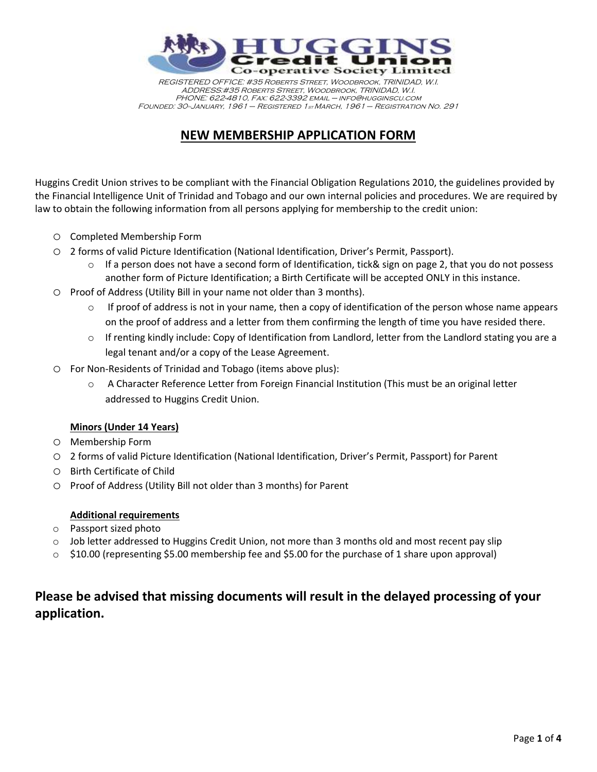**HUGGINS Credit Union Co-operative Society Limited**

REGISTERED OFFICE: #35 ROBERTS STREET, WOODBROOK, TRINIDAD, W.I.
ADDRESS:#35 ROBERTS STREET, WOODBROOK, TRINIDAD, W.I.
PHONE: 622-4810, FAX: 622-3392 EMAIL – INFO@HUGGINSCU.COM
FOUNDED: 30TH JANUARY, 1961 – REGISTERED 1ST MARCH, 1961 – REGISTRATION NO. 291

# NEW MEMBERSHIP APPLICATION FORM

Huggins Credit Union strives to be compliant with the Financial Obligation Regulations 2010, the guidelines provided by the Financial Intelligence Unit of Trinidad and Tobago and our own internal policies and procedures. We are required by law to obtain the following information from all persons applying for membership to the credit union:

- Completed Membership Form
- 2 forms of valid Picture Identification (National Identification, Driver's Permit, Passport).
  - If a person does not have a second form of Identification, tick& sign on page 2, that you do not possess another form of Picture Identification; a Birth Certificate will be accepted ONLY in this instance.
- Proof of Address (Utility Bill in your name not older than 3 months).
  - If proof of address is not in your name, then a copy of identification of the person whose name appears on the proof of address and a letter from them confirming the length of time you have resided there.
  - If renting kindly include: Copy of Identification from Landlord, letter from the Landlord stating you are a legal tenant and/or a copy of the Lease Agreement.
- For Non-Residents of Trinidad and Tobago (items above plus):
  - A Character Reference Letter from Foreign Financial Institution (This must be an original letter addressed to Huggins Credit Union.

**Minors (Under 14 Years)**

- Membership Form
- 2 forms of valid Picture Identification (National Identification, Driver's Permit, Passport) for Parent
- Birth Certificate of Child
- Proof of Address (Utility Bill not older than 3 months) for Parent

**Additional requirements**

- Passport sized photo
- Job letter addressed to Huggins Credit Union, not more than 3 months old and most recent pay slip
- $10.00 (representing $5.00 membership fee and $5.00 for the purchase of 1 share upon approval)

## Please be advised that missing documents will result in the delayed processing of your application.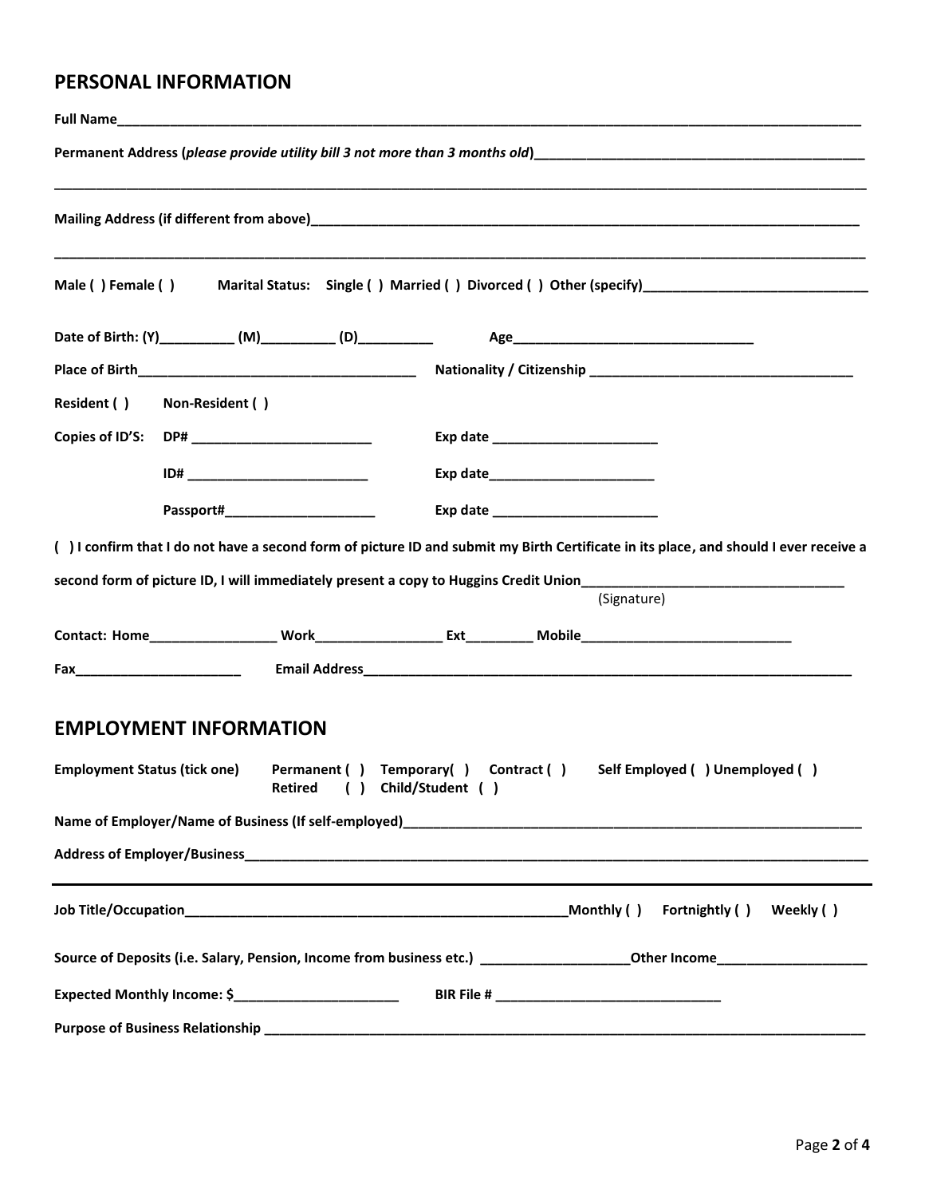## PERSONAL INFORMATION

**Full Name**______________________________________________________________________________________________

**Permanent Address (*please provide utility bill 3 not more than 3 months old*)**______________________________________________

_____________________________________________________________________________________________________________

**Mailing Address (if different from above)**__________________________________________________________________________

_____________________________________________________________________________________________________________

**Male ( ) Female ( )     Marital Status:   Single ( ) Married ( ) Divorced ( ) Other (specify)**______________________________

**Date of Birth: (Y)**__________ **(M)**__________ **(D)**__________     **Age**________________________________

**Place of Birth**_____________________________________     **Nationality / Citizenship** __________________________________

**Resident ( )     Non-Resident ( )**

**Copies of ID'S:   DP#** ________________________     **Exp date** ______________________

**ID#** ________________________     **Exp date**______________________

**Passport#**____________________     **Exp date** ______________________

**( ) I confirm that I do not have a second form of picture ID and submit my Birth Certificate in its place, and should I ever receive a second form of picture ID, I will immediately present a copy to Huggins Credit Union**__________________________________

(Signature)

**Contact: Home**________________ **Work**________________ **Ext**_________ **Mobile**____________________________

**Fax**______________________     **Email Address**___________________________________________________________________

## EMPLOYMENT INFORMATION

**Employment Status (tick one)**     **Permanent ( )  Temporary( )  Contract ( )   Self Employed ( ) Unemployed ( )  Retired   ( )  Child/Student ( )**

**Name of Employer/Name of Business (If self-employed)**_____________________________________________________________

**Address of Employer/Business**_______________________________________________________________________________

---

**Job Title/Occupation**____________________________________________________**Monthly ( )   Fortnightly ( )   Weekly ( )**

**Source of Deposits (i.e. Salary, Pension, Income from business etc.)** ___________________**Other Income**___________________

**Expected Monthly Income: $**______________________     **BIR File #** ______________________________

**Purpose of Business Relationship** ___________________________________________________________________________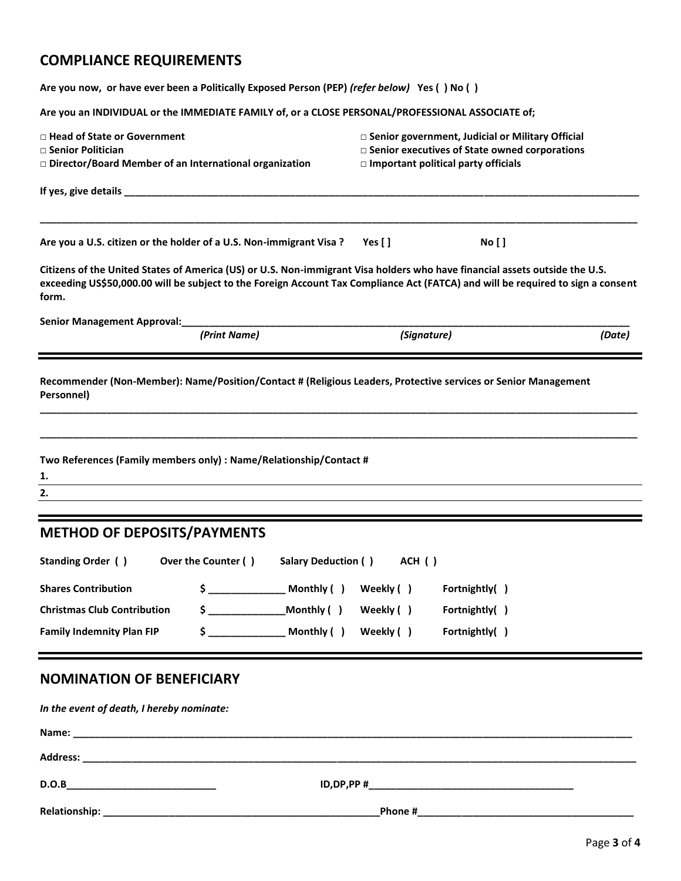## COMPLIANCE REQUIREMENTS

**Are you now, or have ever been a Politically Exposed Person (PEP)** ***(refer below)*** **Yes ( ) No ( )**

**Are you an INDIVIDUAL or the IMMEDIATE FAMILY of, or a CLOSE PERSONAL/PROFESSIONAL ASSOCIATE of;**

- □ **Head of State or Government**
- □ **Senior Politician**
- □ **Director/Board Member of an International organization**
- □ **Senior government, Judicial or Military Official**
- □ **Senior executives of State owned corporations**
- □ **Important political party officials**

**If yes, give details** ____________________________________________________________________________

____________________________________________________________________________

**Are you a U.S. citizen or the holder of a U.S. Non-immigrant Visa ?** **Yes [ ]** **No [ ]**

**Citizens of the United States of America (US) or U.S. Non-immigrant Visa holders who have financial assets outside the U.S. exceeding US$50,000.00 will be subject to the Foreign Account Tax Compliance Act (FATCA) and will be required to sign a consent form.**

**Senior Management Approval:**____________________________________________________________________________

***(Print Name)*** ***(Signature)*** ***(Date)***

---

**Recommender (Non-Member): Name/Position/Contact # (Religious Leaders, Protective services or Senior Management Personnel)**

____________________________________________________________________________

____________________________________________________________________________

**Two References (Family members only) : Name/Relationship/Contact #**

**1.** ____________________________________________________________________________

**2.** ____________________________________________________________________________

---

## METHOD OF DEPOSITS/PAYMENTS

**Standing Order ( )** **Over the Counter ( )** **Salary Deduction ( )** **ACH ( )**

| | | | | |
|---|---|---|---|---|
| **Shares Contribution** | **$ _____________** | **Monthly ( )** | **Weekly ( )** | **Fortnightly( )** |
| **Christmas Club Contribution** | **$ _____________** | **Monthly ( )** | **Weekly ( )** | **Fortnightly( )** |
| **Family Indemnity Plan FIP** | **$ _____________** | **Monthly ( )** | **Weekly ( )** | **Fortnightly( )** |

---

## NOMINATION OF BENEFICIARY

***In the event of death, I hereby nominate:***

**Name:** ____________________________________________________________________________

**Address:** ____________________________________________________________________________

**D.O.B**___________________________ **ID,DP,PP #**_____________________________________

**Relationship:** ____________________________________________________**Phone #**_______________________________________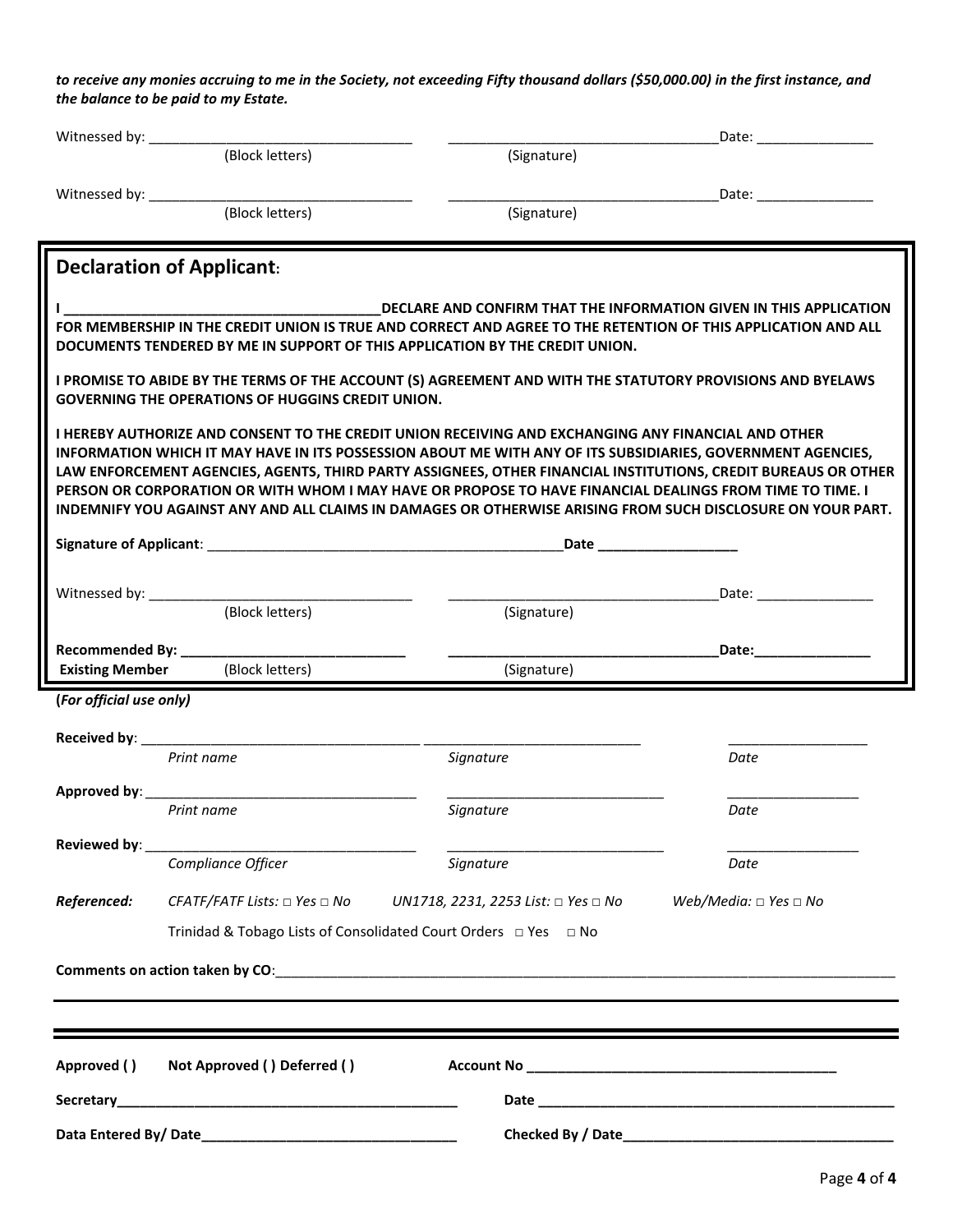***to receive any monies accruing to me in the Society, not exceeding Fifty thousand dollars ($50,000.00) in the first instance, and the balance to be paid to my Estate.***

Witnessed by: ___________________________________ ___________________________________ Date: _______________
(Block letters) (Signature)

Witnessed by: ___________________________________ ___________________________________ Date: _______________
(Block letters) (Signature)

## Declaration of Applicant:

**I ________________________________________ DECLARE AND CONFIRM THAT THE INFORMATION GIVEN IN THIS APPLICATION FOR MEMBERSHIP IN THE CREDIT UNION IS TRUE AND CORRECT AND AGREE TO THE RETENTION OF THIS APPLICATION AND ALL DOCUMENTS TENDERED BY ME IN SUPPORT OF THIS APPLICATION BY THE CREDIT UNION.**

**I PROMISE TO ABIDE BY THE TERMS OF THE ACCOUNT (S) AGREEMENT AND WITH THE STATUTORY PROVISIONS AND BYELAWS GOVERNING THE OPERATIONS OF HUGGINS CREDIT UNION.**

**I HEREBY AUTHORIZE AND CONSENT TO THE CREDIT UNION RECEIVING AND EXCHANGING ANY FINANCIAL AND OTHER INFORMATION WHICH IT MAY HAVE IN ITS POSSESSION ABOUT ME WITH ANY OF ITS SUBSIDIARIES, GOVERNMENT AGENCIES, LAW ENFORCEMENT AGENCIES, AGENTS, THIRD PARTY ASSIGNEES, OTHER FINANCIAL INSTITUTIONS, CREDIT BUREAUS OR OTHER PERSON OR CORPORATION OR WITH WHOM I MAY HAVE OR PROPOSE TO HAVE FINANCIAL DEALINGS FROM TIME TO TIME. I INDEMNIFY YOU AGAINST ANY AND ALL CLAIMS IN DAMAGES OR OTHERWISE ARISING FROM SUCH DISCLOSURE ON YOUR PART.**

**Signature of Applicant**: _______________________________________________ **Date** __________________

Witnessed by: ___________________________________ ___________________________________ Date: _______________
(Block letters) (Signature)

**Recommended By:** ______________________________ ___________________________________ **Date:** _______________
**Existing Member** (Block letters) (Signature)

**(*For official use only)***

**Received by**: ___________________________________ ____________________________ __________________
*Print name* *Signature* *Date*

**Approved by**: ___________________________________ ____________________________ __________________
*Print name* *Signature* *Date*

**Reviewed by**: ___________________________________ ____________________________ __________________
*Compliance Officer* *Signature* *Date*

***Referenced:*** *CFATF/FATF Lists: □ Yes □ No* *UN1718, 2231, 2253 List: □ Yes □ No* *Web/Media: □ Yes □ No*

Trinidad & Tobago Lists of Consolidated Court Orders □ Yes □ No

**Comments on action taken by CO**: ______________________________________________________________________________

---

---

**Approved ( )** **Not Approved ( ) Deferred ( )** **Account No** ________________________________________

**Secretary**_____________________________________________ **Date** _________________________________________________

**Data Entered By/ Date**_________________________________ **Checked By / Date**___________________________________